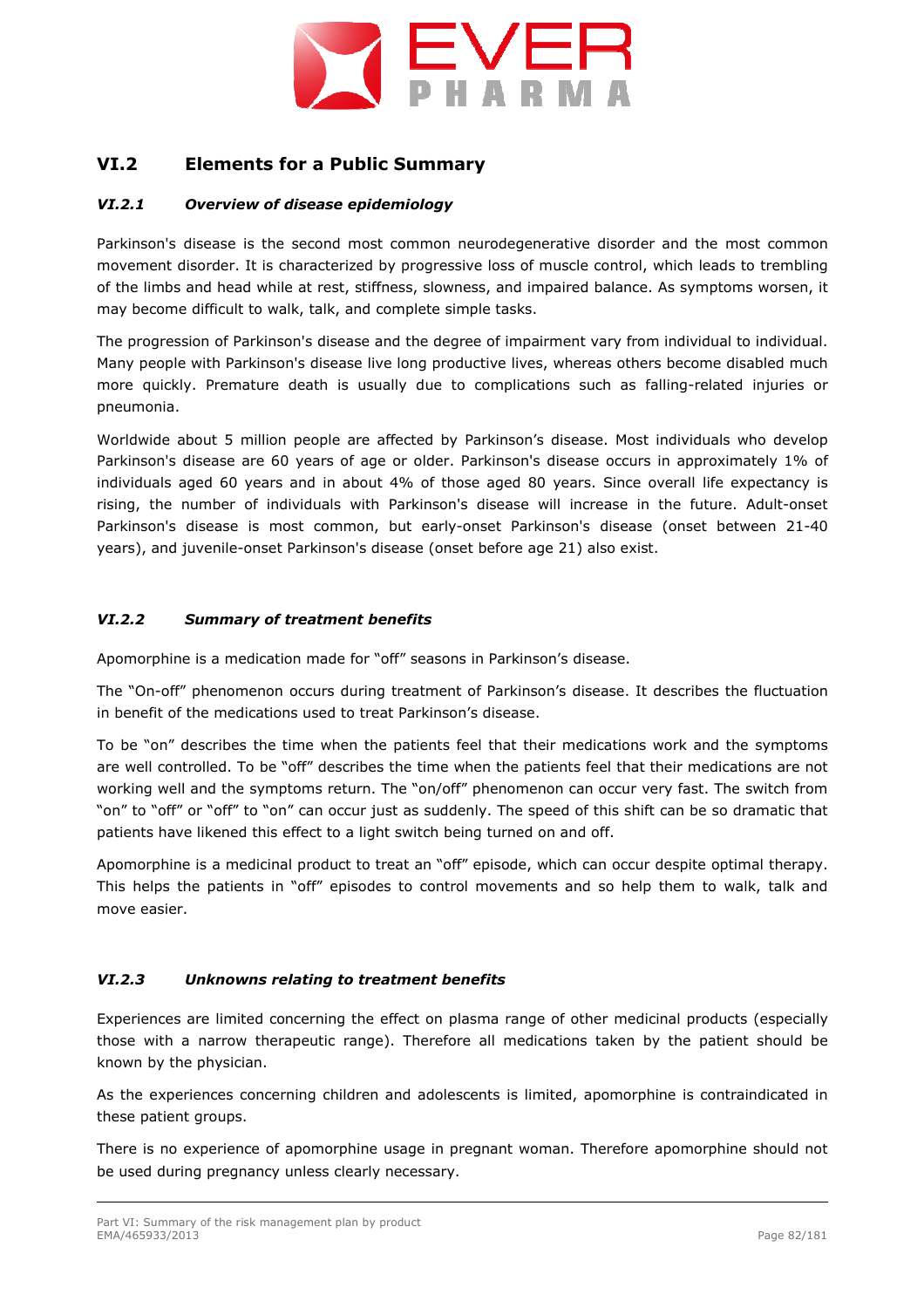## VI.2 Elements for a Public Summary

### *VI.2.1 Overview of disease epidemiology*

Parkinson's disease is the second most common neurodegenerative disorder and the most common movement disorder. It is characterized by progressive loss of muscle control, which leads to trembling of the limbs and head while at rest, stiffness, slowness, and impaired balance. As symptoms worsen, it may become difficult to walk, talk, and complete simple tasks.

The progression of Parkinson's disease and the degree of impairment vary from individual to individual. Many people with Parkinson's disease live long productive lives, whereas others become disabled much more quickly. Premature death is usually due to complications such as falling-related injuries or pneumonia.

Worldwide about 5 million people are affected by Parkinson's disease. Most individuals who develop Parkinson's disease are 60 years of age or older. Parkinson's disease occurs in approximately 1% of individuals aged 60 years and in about 4% of those aged 80 years. Since overall life expectancy is rising, the number of individuals with Parkinson's disease will increase in the future. Adult-onset Parkinson's disease is most common, but early-onset Parkinson's disease (onset between 21-40 years), and juvenile-onset Parkinson's disease (onset before age 21) also exist.

### *VI.2.2 Summary of treatment benefits*

Apomorphine is a medication made for "off" seasons in Parkinson's disease.

The "On-off" phenomenon occurs during treatment of Parkinson's disease. It describes the fluctuation in benefit of the medications used to treat Parkinson's disease.

To be "on" describes the time when the patients feel that their medications work and the symptoms are well controlled. To be "off" describes the time when the patients feel that their medications are not working well and the symptoms return. The "on/off" phenomenon can occur very fast. The switch from "on" to "off" or "off" to "on" can occur just as suddenly. The speed of this shift can be so dramatic that patients have likened this effect to a light switch being turned on and off.

Apomorphine is a medicinal product to treat an "off" episode, which can occur despite optimal therapy. This helps the patients in "off" episodes to control movements and so help them to walk, talk and move easier.

### *VI.2.3 Unknowns relating to treatment benefits*

Experiences are limited concerning the effect on plasma range of other medicinal products (especially those with a narrow therapeutic range). Therefore all medications taken by the patient should be known by the physician.

As the experiences concerning children and adolescents is limited, apomorphine is contraindicated in these patient groups.

There is no experience of apomorphine usage in pregnant woman. Therefore apomorphine should not be used during pregnancy unless clearly necessary.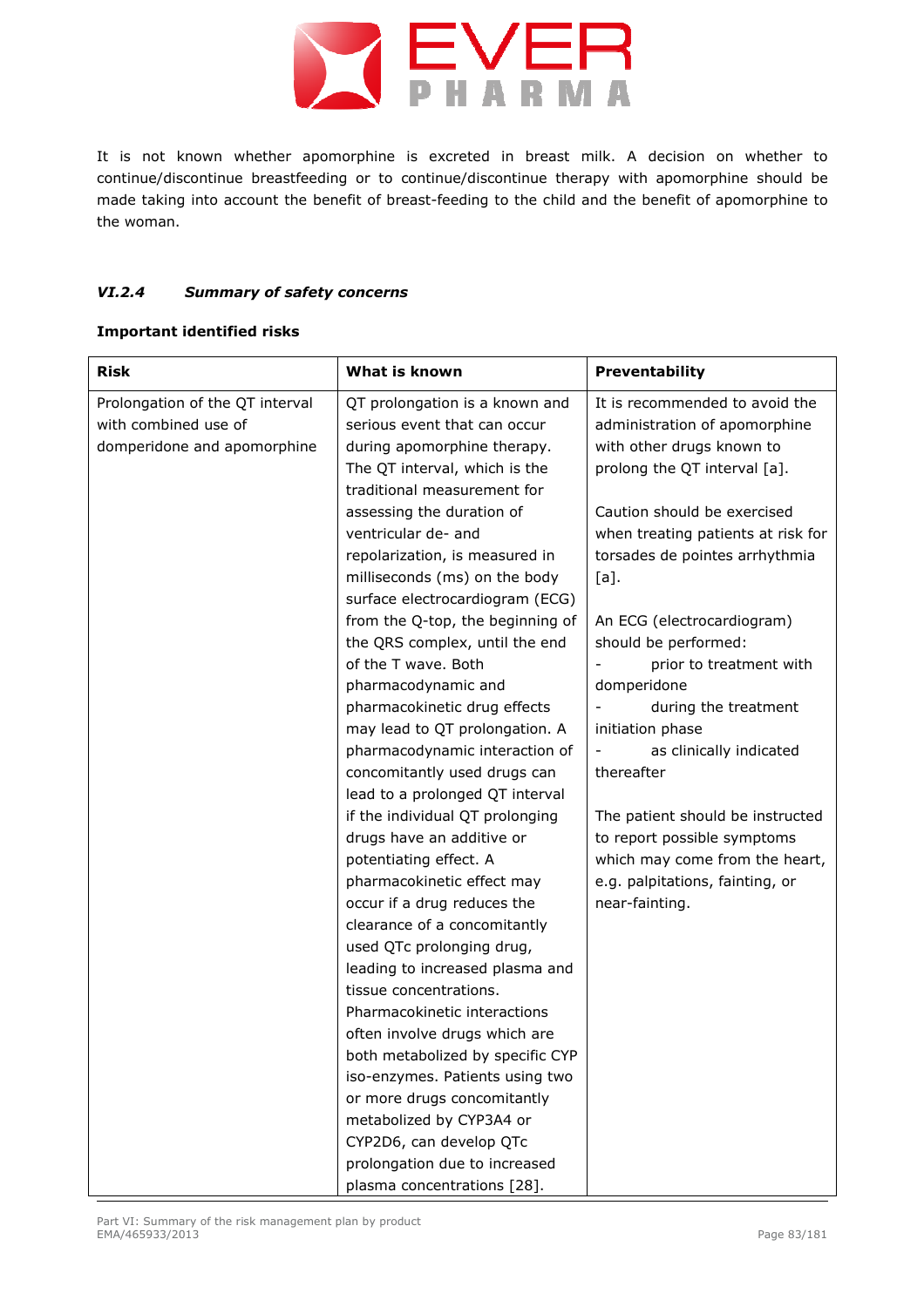It is not known whether apomorphine is excreted in breast milk. A decision on whether to continue/discontinue breastfeeding or to continue/discontinue therapy with apomorphine should be made taking into account the benefit of breast-feeding to the child and the benefit of apomorphine to the woman.

### *VI.2.4 Summary of safety concerns*

**Important identified risks**

| **Risk** | **What is known** | **Preventability** |
|---|---|---|
| Prolongation of the QT interval with combined use of domperidone and apomorphine | QT prolongation is a known and serious event that can occur during apomorphine therapy. The QT interval, which is the traditional measurement for assessing the duration of ventricular de- and repolarization, is measured in milliseconds (ms) on the body surface electrocardiogram (ECG) from the Q-top, the beginning of the QRS complex, until the end of the T wave. Both pharmacodynamic and pharmacokinetic drug effects may lead to QT prolongation. A pharmacodynamic interaction of concomitantly used drugs can lead to a prolonged QT interval if the individual QT prolonging drugs have an additive or potentiating effect. A pharmacokinetic effect may occur if a drug reduces the clearance of a concomitantly used QTc prolonging drug, leading to increased plasma and tissue concentrations. Pharmacokinetic interactions often involve drugs which are both metabolized by specific CYP iso-enzymes. Patients using two or more drugs concomitantly metabolized by CYP3A4 or CYP2D6, can develop QTc prolongation due to increased plasma concentrations [28]. | It is recommended to avoid the administration of apomorphine with other drugs known to prolong the QT interval [a].<br><br>Caution should be exercised when treating patients at risk for torsades de pointes arrhythmia [a].<br><br>An ECG (electrocardiogram) should be performed:<br>- prior to treatment with domperidone<br>- during the treatment initiation phase<br>- as clinically indicated thereafter<br><br>The patient should be instructed to report possible symptoms which may come from the heart, e.g. palpitations, fainting, or near-fainting. |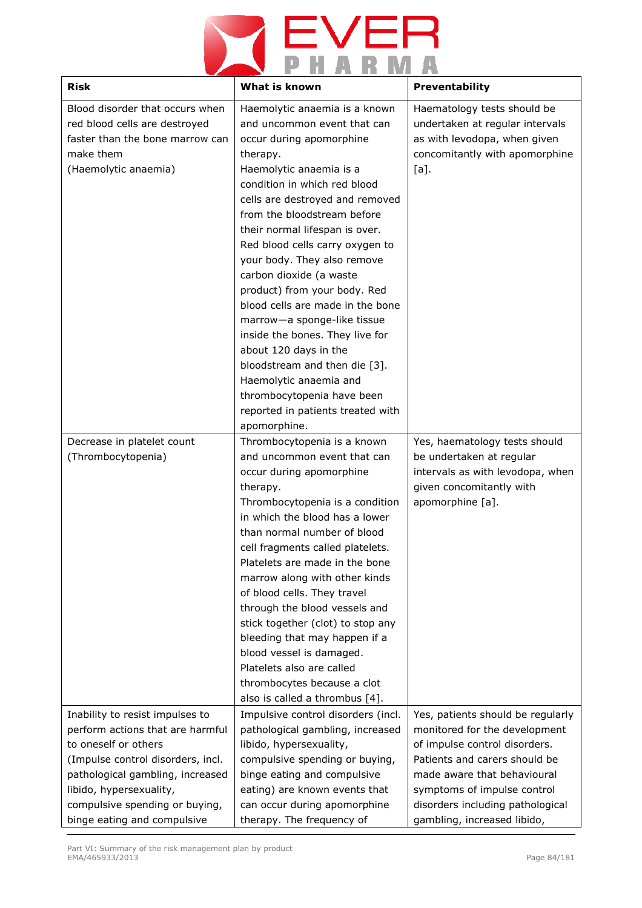| Risk | What is known | Preventability |
|---|---|---|
| Blood disorder that occurs when red blood cells are destroyed faster than the bone marrow can make them (Haemolytic anaemia) | Haemolytic anaemia is a known and uncommon event that can occur during apomorphine therapy. Haemolytic anaemia is a condition in which red blood cells are destroyed and removed from the bloodstream before their normal lifespan is over. Red blood cells carry oxygen to your body. They also remove carbon dioxide (a waste product) from your body. Red blood cells are made in the bone marrow—a sponge-like tissue inside the bones. They live for about 120 days in the bloodstream and then die [3]. Haemolytic anaemia and thrombocytopenia have been reported in patients treated with apomorphine. | Haematology tests should be undertaken at regular intervals as with levodopa, when given concomitantly with apomorphine [a]. |
| Decrease in platelet count (Thrombocytopenia) | Thrombocytopenia is a known and uncommon event that can occur during apomorphine therapy. Thrombocytopenia is a condition in which the blood has a lower than normal number of blood cell fragments called platelets. Platelets are made in the bone marrow along with other kinds of blood cells. They travel through the blood vessels and stick together (clot) to stop any bleeding that may happen if a blood vessel is damaged. Platelets also are called thrombocytes because a clot also is called a thrombus [4]. | Yes, haematology tests should be undertaken at regular intervals as with levodopa, when given concomitantly with apomorphine [a]. |
| Inability to resist impulses to perform actions that are harmful to oneself or others (Impulse control disorders, incl. pathological gambling, increased libido, hypersexuality, compulsive spending or buying, binge eating and compulsive | Impulsive control disorders (incl. pathological gambling, increased libido, hypersexuality, compulsive spending or buying, binge eating and compulsive eating) are known events that can occur during apomorphine therapy. The frequency of | Yes, patients should be regularly monitored for the development of impulse control disorders. Patients and carers should be made aware that behavioural symptoms of impulse control disorders including pathological gambling, increased libido, |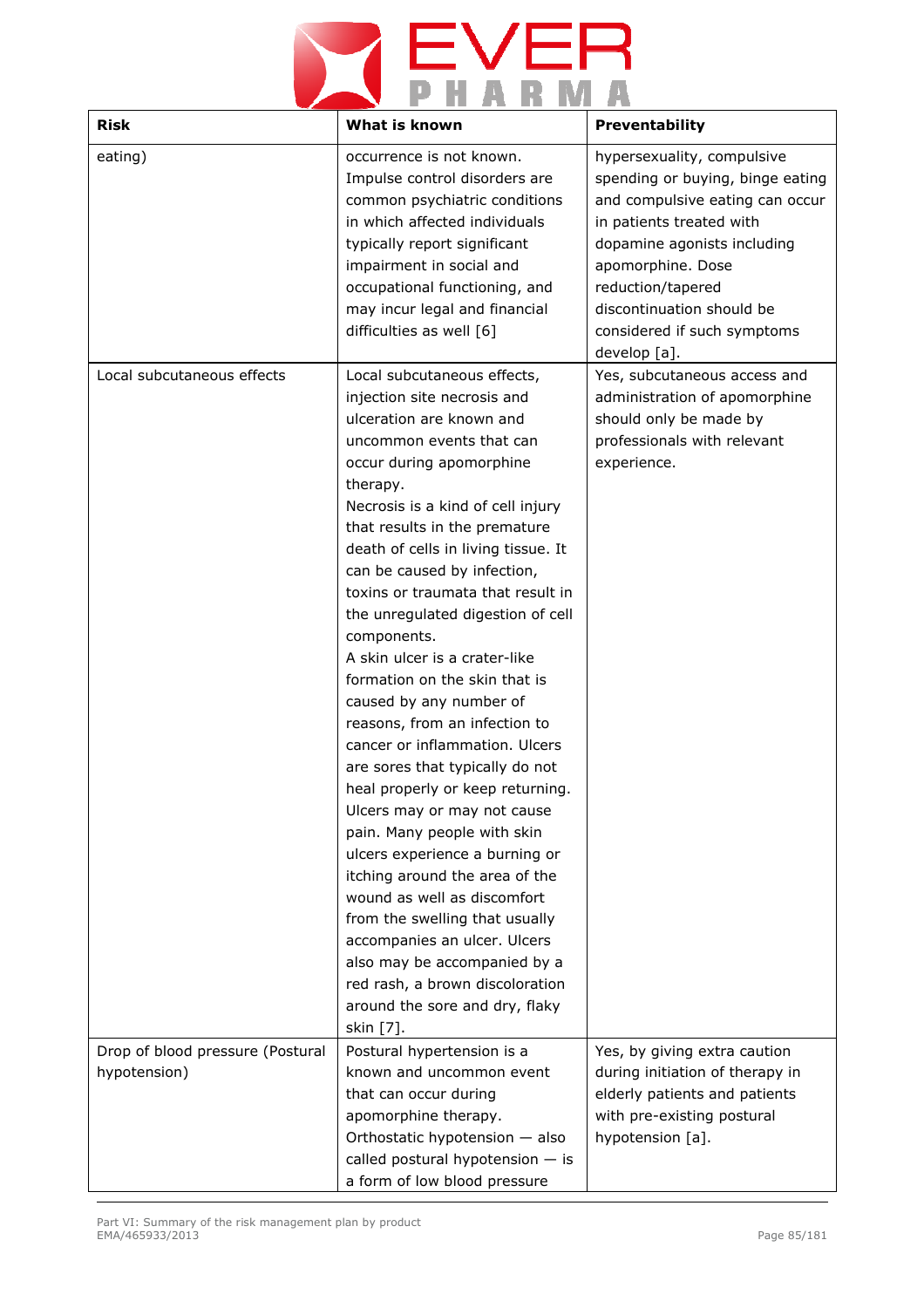| Risk | What is known | Preventability |
|---|---|---|
| eating) | occurrence is not known. Impulse control disorders are common psychiatric conditions in which affected individuals typically report significant impairment in social and occupational functioning, and may incur legal and financial difficulties as well [6] | hypersexuality, compulsive spending or buying, binge eating and compulsive eating can occur in patients treated with dopamine agonists including apomorphine. Dose reduction/tapered discontinuation should be considered if such symptoms develop [a]. |
| Local subcutaneous effects | Local subcutaneous effects, injection site necrosis and ulceration are known and uncommon events that can occur during apomorphine therapy. Necrosis is a kind of cell injury that results in the premature death of cells in living tissue. It can be caused by infection, toxins or traumata that result in the unregulated digestion of cell components. A skin ulcer is a crater-like formation on the skin that is caused by any number of reasons, from an infection to cancer or inflammation. Ulcers are sores that typically do not heal properly or keep returning. Ulcers may or may not cause pain. Many people with skin ulcers experience a burning or itching around the area of the wound as well as discomfort from the swelling that usually accompanies an ulcer. Ulcers also may be accompanied by a red rash, a brown discoloration around the sore and dry, flaky skin [7]. | Yes, subcutaneous access and administration of apomorphine should only be made by professionals with relevant experience. |
| Drop of blood pressure (Postural hypotension) | Postural hypertension is a known and uncommon event that can occur during apomorphine therapy. Orthostatic hypotension — also called postural hypotension — is a form of low blood pressure | Yes, by giving extra caution during initiation of therapy in elderly patients and patients with pre-existing postural hypotension [a]. |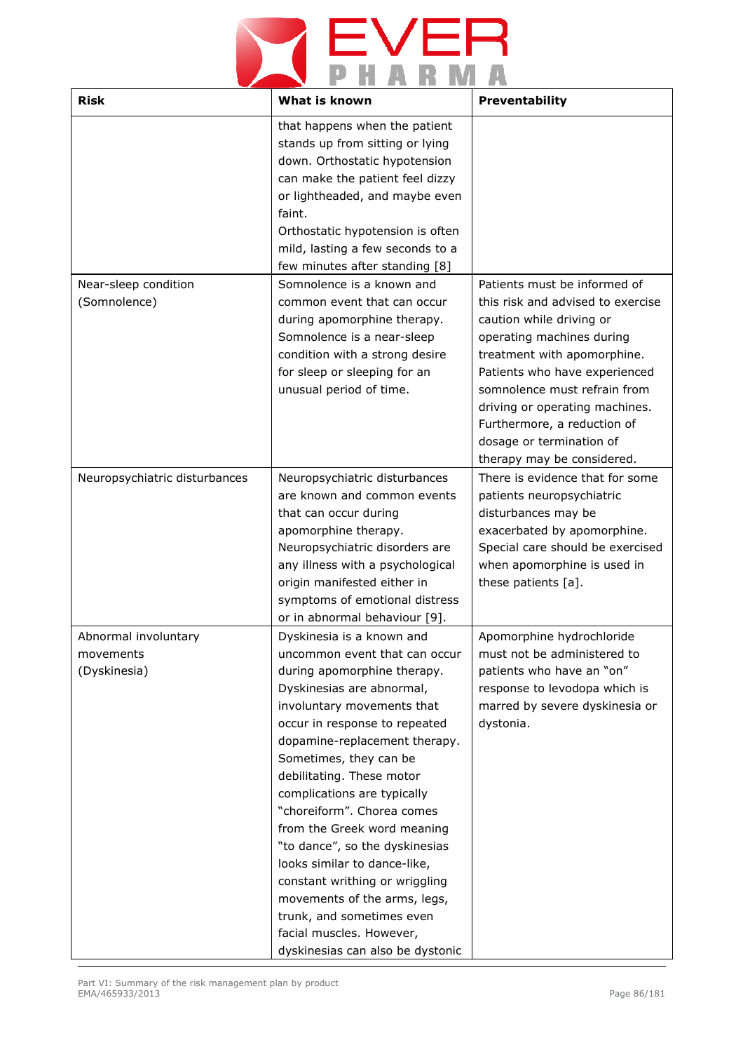| Risk | What is known | Preventability |
|---|---|---|
| | that happens when the patient stands up from sitting or lying down. Orthostatic hypotension can make the patient feel dizzy or lightheaded, and maybe even faint.<br>Orthostatic hypotension is often mild, lasting a few seconds to a few minutes after standing [8] | |
| Near-sleep condition (Somnolence) | Somnolence is a known and common event that can occur during apomorphine therapy. Somnolence is a near-sleep condition with a strong desire for sleep or sleeping for an unusual period of time. | Patients must be informed of this risk and advised to exercise caution while driving or operating machines during treatment with apomorphine. Patients who have experienced somnolence must refrain from driving or operating machines. Furthermore, a reduction of dosage or termination of therapy may be considered. |
| Neuropsychiatric disturbances | Neuropsychiatric disturbances are known and common events that can occur during apomorphine therapy. Neuropsychiatric disorders are any illness with a psychological origin manifested either in symptoms of emotional distress or in abnormal behaviour [9]. | There is evidence that for some patients neuropsychiatric disturbances may be exacerbated by apomorphine. Special care should be exercised when apomorphine is used in these patients [a]. |
| Abnormal involuntary movements (Dyskinesia) | Dyskinesia is a known and uncommon event that can occur during apomorphine therapy. Dyskinesias are abnormal, involuntary movements that occur in response to repeated dopamine-replacement therapy. Sometimes, they can be debilitating. These motor complications are typically "choreiform". Chorea comes from the Greek word meaning "to dance", so the dyskinesias looks similar to dance-like, constant writhing or wriggling movements of the arms, legs, trunk, and sometimes even facial muscles. However, dyskinesias can also be dystonic | Apomorphine hydrochloride must not be administered to patients who have an "on" response to levodopa which is marred by severe dyskinesia or dystonia. |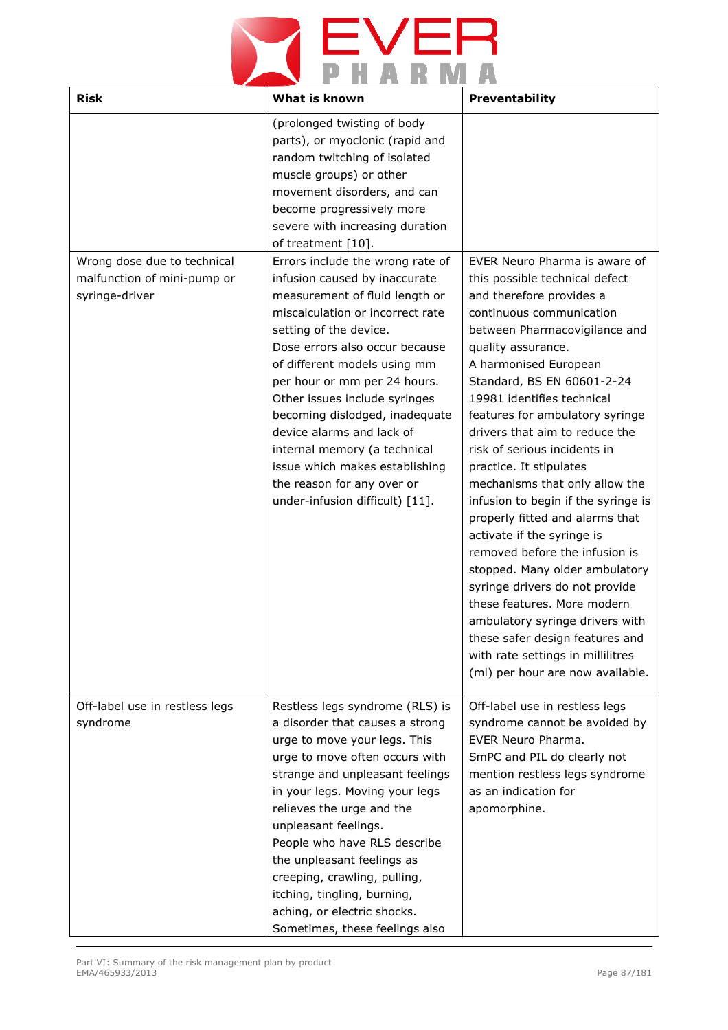| Risk | What is known | Preventability |
|---|---|---|
| | (prolonged twisting of body parts), or myoclonic (rapid and random twitching of isolated muscle groups) or other movement disorders, and can become progressively more severe with increasing duration of treatment [10]. | |
| Wrong dose due to technical malfunction of mini-pump or syringe-driver | Errors include the wrong rate of infusion caused by inaccurate measurement of fluid length or miscalculation or incorrect rate setting of the device. Dose errors also occur because of different models using mm per hour or mm per 24 hours. Other issues include syringes becoming dislodged, inadequate device alarms and lack of internal memory (a technical issue which makes establishing the reason for any over or under-infusion difficult) [11]. | EVER Neuro Pharma is aware of this possible technical defect and therefore provides a continuous communication between Pharmacovigilance and quality assurance. A harmonised European Standard, BS EN 60601-2-24 19981 identifies technical features for ambulatory syringe drivers that aim to reduce the risk of serious incidents in practice. It stipulates mechanisms that only allow the infusion to begin if the syringe is properly fitted and alarms that activate if the syringe is removed before the infusion is stopped. Many older ambulatory syringe drivers do not provide these features. More modern ambulatory syringe drivers with these safer design features and with rate settings in millilitres (ml) per hour are now available. |
| Off-label use in restless legs syndrome | Restless legs syndrome (RLS) is a disorder that causes a strong urge to move your legs. This urge to move often occurs with strange and unpleasant feelings in your legs. Moving your legs relieves the urge and the unpleasant feelings. People who have RLS describe the unpleasant feelings as creeping, crawling, pulling, itching, tingling, burning, aching, or electric shocks. Sometimes, these feelings also | Off-label use in restless legs syndrome cannot be avoided by EVER Neuro Pharma. SmPC and PIL do clearly not mention restless legs syndrome as an indication for apomorphine. |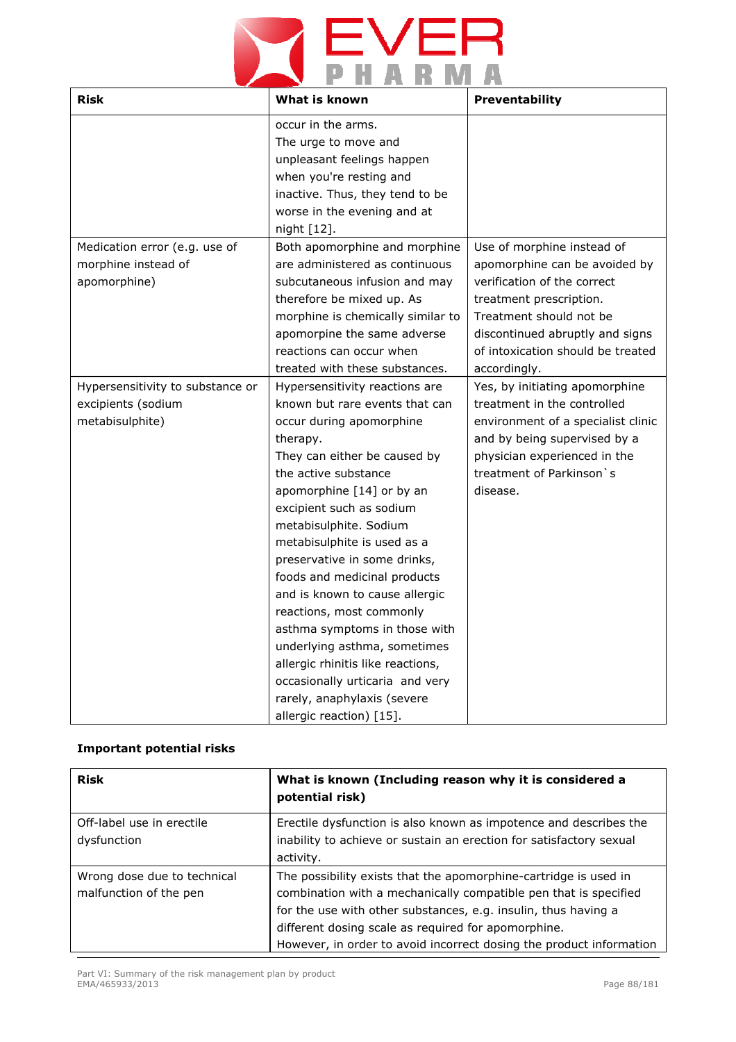| Risk | What is known | Preventability |
| --- | --- | --- |
| | occur in the arms. The urge to move and unpleasant feelings happen when you're resting and inactive. Thus, they tend to be worse in the evening and at night [12]. | |
| Medication error (e.g. use of morphine instead of apomorphine) | Both apomorphine and morphine are administered as continuous subcutaneous infusion and may therefore be mixed up. As morphine is chemically similar to apomorpine the same adverse reactions can occur when treated with these substances. | Use of morphine instead of apomorphine can be avoided by verification of the correct treatment prescription. Treatment should not be discontinued abruptly and signs of intoxication should be treated accordingly. |
| Hypersensitivity to substance or excipients (sodium metabisulphite) | Hypersensitivity reactions are known but rare events that can occur during apomorphine therapy. They can either be caused by the active substance apomorphine [14] or by an excipient such as sodium metabisulphite. Sodium metabisulphite is used as a preservative in some drinks, foods and medicinal products and is known to cause allergic reactions, most commonly asthma symptoms in those with underlying asthma, sometimes allergic rhinitis like reactions, occasionally urticaria and very rarely, anaphylaxis (severe allergic reaction) [15]. | Yes, by initiating apomorphine treatment in the controlled environment of a specialist clinic and by being supervised by a physician experienced in the treatment of Parkinson`s disease. |

**Important potential risks**

| Risk | What is known (Including reason why it is considered a potential risk) |
| --- | --- |
| Off-label use in erectile dysfunction | Erectile dysfunction is also known as impotence and describes the inability to achieve or sustain an erection for satisfactory sexual activity. |
| Wrong dose due to technical malfunction of the pen | The possibility exists that the apomorphine-cartridge is used in combination with a mechanically compatible pen that is specified for the use with other substances, e.g. insulin, thus having a different dosing scale as required for apomorphine. However, in order to avoid incorrect dosing the product information |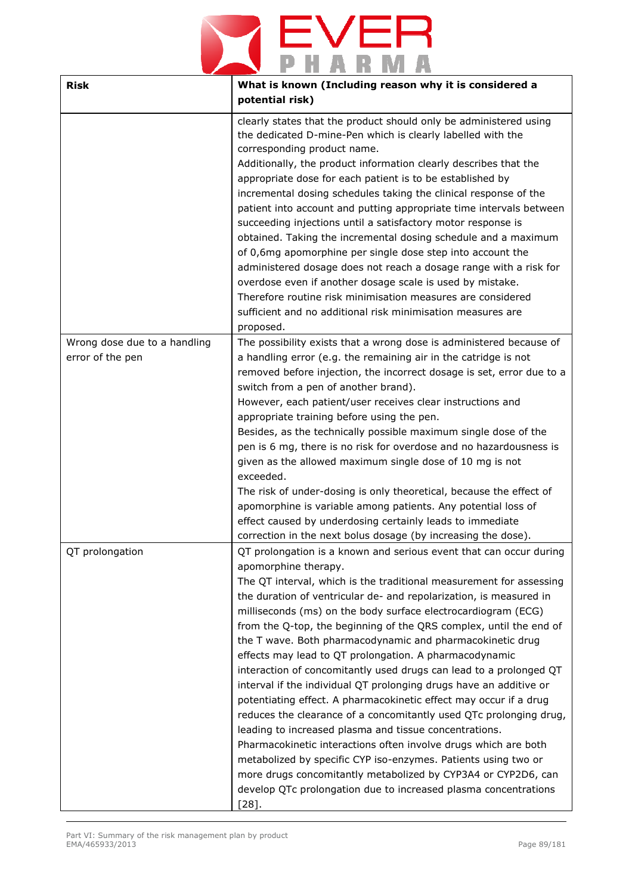| Risk | What is known (Including reason why it is considered a potential risk) |
| --- | --- |
| | clearly states that the product should only be administered using the dedicated D-mine-Pen which is clearly labelled with the corresponding product name.<br>Additionally, the product information clearly describes that the appropriate dose for each patient is to be established by incremental dosing schedules taking the clinical response of the patient into account and putting appropriate time intervals between succeeding injections until a satisfactory motor response is obtained. Taking the incremental dosing schedule and a maximum of 0,6mg apomorphine per single dose step into account the administered dosage does not reach a dosage range with a risk for overdose even if another dosage scale is used by mistake.<br>Therefore routine risk minimisation measures are considered sufficient and no additional risk minimisation measures are proposed. |
| Wrong dose due to a handling error of the pen | The possibility exists that a wrong dose is administered because of a handling error (e.g. the remaining air in the catridge is not removed before injection, the incorrect dosage is set, error due to a switch from a pen of another brand).<br>However, each patient/user receives clear instructions and appropriate training before using the pen.<br>Besides, as the technically possible maximum single dose of the pen is 6 mg, there is no risk for overdose and no hazardousness is given as the allowed maximum single dose of 10 mg is not exceeded.<br>The risk of under-dosing is only theoretical, because the effect of apomorphine is variable among patients. Any potential loss of effect caused by underdosing certainly leads to immediate correction in the next bolus dosage (by increasing the dose). |
| QT prolongation | QT prolongation is a known and serious event that can occur during apomorphine therapy.<br>The QT interval, which is the traditional measurement for assessing the duration of ventricular de- and repolarization, is measured in milliseconds (ms) on the body surface electrocardiogram (ECG) from the Q-top, the beginning of the QRS complex, until the end of the T wave. Both pharmacodynamic and pharmacokinetic drug effects may lead to QT prolongation. A pharmacodynamic interaction of concomitantly used drugs can lead to a prolonged QT interval if the individual QT prolonging drugs have an additive or potentiating effect. A pharmacokinetic effect may occur if a drug reduces the clearance of a concomitantly used QTc prolonging drug, leading to increased plasma and tissue concentrations.<br>Pharmacokinetic interactions often involve drugs which are both metabolized by specific CYP iso-enzymes. Patients using two or more drugs concomitantly metabolized by CYP3A4 or CYP2D6, can develop QTc prolongation due to increased plasma concentrations [28]. |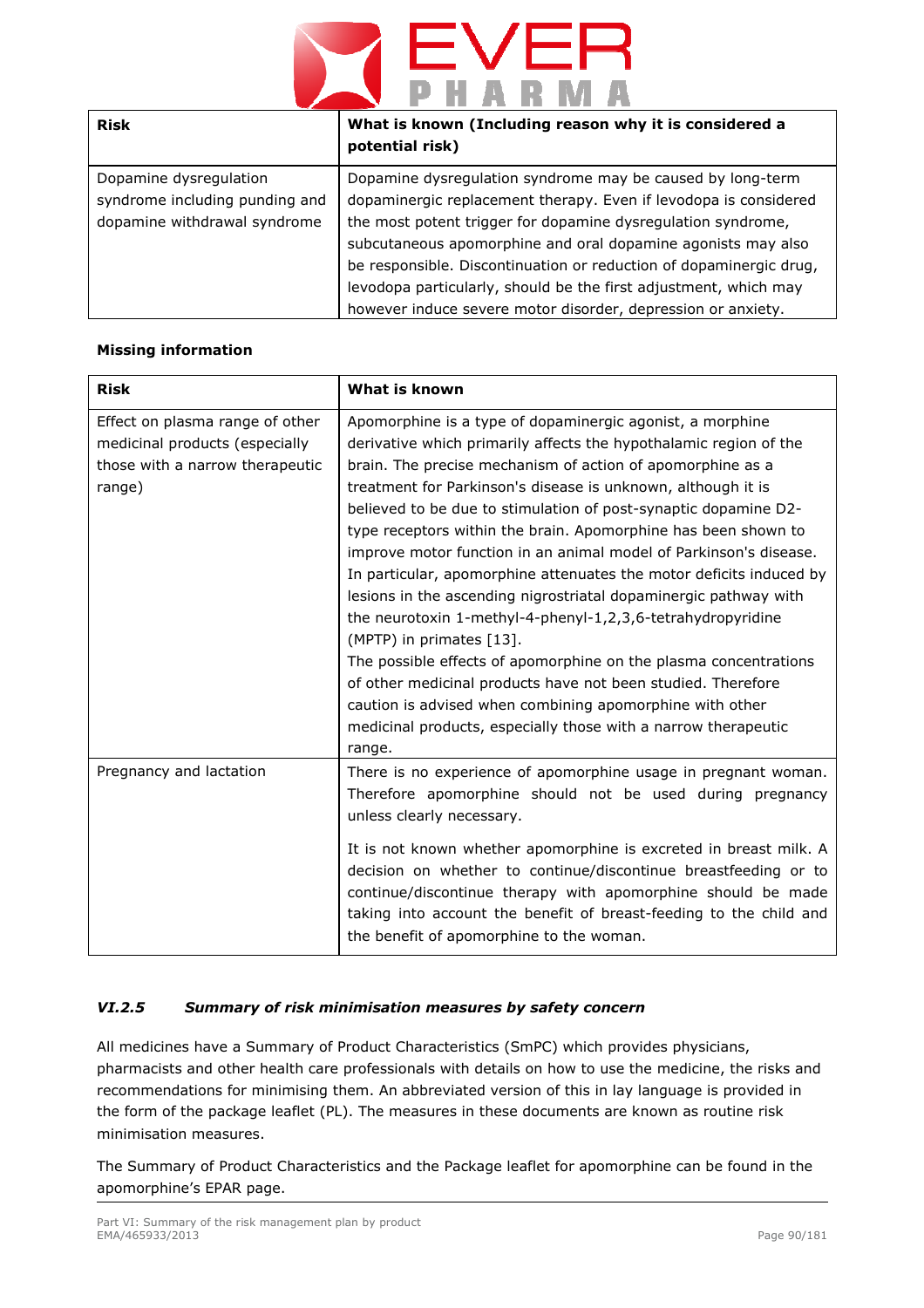| Risk | What is known (Including reason why it is considered a potential risk) |
|---|---|
| Dopamine dysregulation syndrome including punding and dopamine withdrawal syndrome | Dopamine dysregulation syndrome may be caused by long-term dopaminergic replacement therapy. Even if levodopa is considered the most potent trigger for dopamine dysregulation syndrome, subcutaneous apomorphine and oral dopamine agonists may also be responsible. Discontinuation or reduction of dopaminergic drug, levodopa particularly, should be the first adjustment, which may however induce severe motor disorder, depression or anxiety. |

**Missing information**

| Risk | What is known |
|---|---|
| Effect on plasma range of other medicinal products (especially those with a narrow therapeutic range) | Apomorphine is a type of dopaminergic agonist, a morphine derivative which primarily affects the hypothalamic region of the brain. The precise mechanism of action of apomorphine as a treatment for Parkinson's disease is unknown, although it is believed to be due to stimulation of post-synaptic dopamine D2-type receptors within the brain. Apomorphine has been shown to improve motor function in an animal model of Parkinson's disease. In particular, apomorphine attenuates the motor deficits induced by lesions in the ascending nigrostriatal dopaminergic pathway with the neurotoxin 1-methyl-4-phenyl-1,2,3,6-tetrahydropyridine (MPTP) in primates [13]. The possible effects of apomorphine on the plasma concentrations of other medicinal products have not been studied. Therefore caution is advised when combining apomorphine with other medicinal products, especially those with a narrow therapeutic range. |
| Pregnancy and lactation | There is no experience of apomorphine usage in pregnant woman. Therefore apomorphine should not be used during pregnancy unless clearly necessary. It is not known whether apomorphine is excreted in breast milk. A decision on whether to continue/discontinue breastfeeding or to continue/discontinue therapy with apomorphine should be made taking into account the benefit of breast-feeding to the child and the benefit of apomorphine to the woman. |

### *VI.2.5 Summary of risk minimisation measures by safety concern*

All medicines have a Summary of Product Characteristics (SmPC) which provides physicians, pharmacists and other health care professionals with details on how to use the medicine, the risks and recommendations for minimising them. An abbreviated version of this in lay language is provided in the form of the package leaflet (PL). The measures in these documents are known as routine risk minimisation measures.

The Summary of Product Characteristics and the Package leaflet for apomorphine can be found in the apomorphine's EPAR page.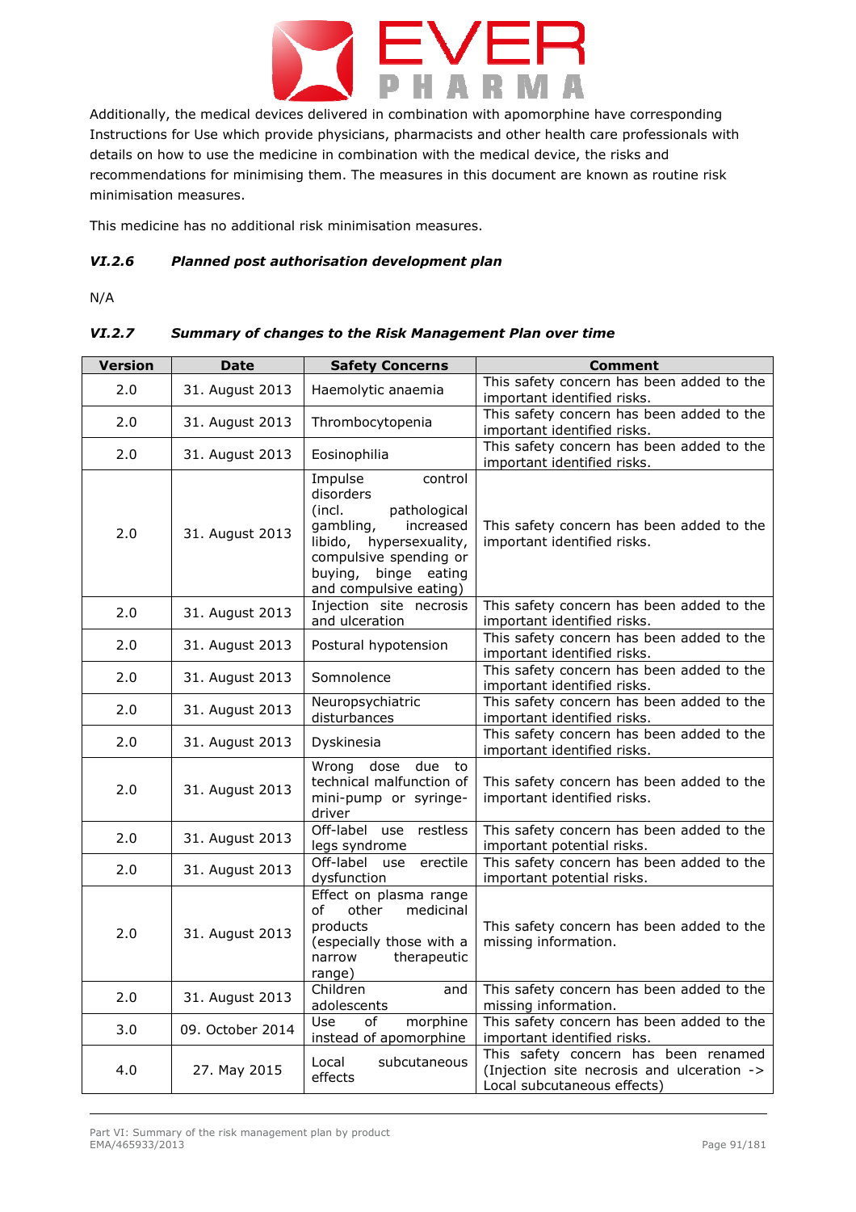Additionally, the medical devices delivered in combination with apomorphine have corresponding Instructions for Use which provide physicians, pharmacists and other health care professionals with details on how to use the medicine in combination with the medical device, the risks and recommendations for minimising them. The measures in this document are known as routine risk minimisation measures.

This medicine has no additional risk minimisation measures.

### *VI.2.6 Planned post authorisation development plan*

N/A

### *VI.2.7 Summary of changes to the Risk Management Plan over time*

| Version | Date | Safety Concerns | Comment |
|---|---|---|---|
| 2.0 | 31. August 2013 | Haemolytic anaemia | This safety concern has been added to the important identified risks. |
| 2.0 | 31. August 2013 | Thrombocytopenia | This safety concern has been added to the important identified risks. |
| 2.0 | 31. August 2013 | Eosinophilia | This safety concern has been added to the important identified risks. |
| 2.0 | 31. August 2013 | Impulse control disorders (incl. pathological gambling, increased libido, hypersexuality, compulsive spending or buying, binge eating and compulsive eating) | This safety concern has been added to the important identified risks. |
| 2.0 | 31. August 2013 | Injection site necrosis and ulceration | This safety concern has been added to the important identified risks. |
| 2.0 | 31. August 2013 | Postural hypotension | This safety concern has been added to the important identified risks. |
| 2.0 | 31. August 2013 | Somnolence | This safety concern has been added to the important identified risks. |
| 2.0 | 31. August 2013 | Neuropsychiatric disturbances | This safety concern has been added to the important identified risks. |
| 2.0 | 31. August 2013 | Dyskinesia | This safety concern has been added to the important identified risks. |
| 2.0 | 31. August 2013 | Wrong dose due to technical malfunction of mini-pump or syringe-driver | This safety concern has been added to the important identified risks. |
| 2.0 | 31. August 2013 | Off-label use restless legs syndrome | This safety concern has been added to the important potential risks. |
| 2.0 | 31. August 2013 | Off-label use erectile dysfunction | This safety concern has been added to the important potential risks. |
| 2.0 | 31. August 2013 | Effect on plasma range of other medicinal products (especially those with a narrow therapeutic range) | This safety concern has been added to the missing information. |
| 2.0 | 31. August 2013 | Children and adolescents | This safety concern has been added to the missing information. |
| 3.0 | 09. October 2014 | Use of morphine instead of apomorphine | This safety concern has been added to the important identified risks. |
| 4.0 | 27. May 2015 | Local subcutaneous effects | This safety concern has been renamed (Injection site necrosis and ulceration -> Local subcutaneous effects) |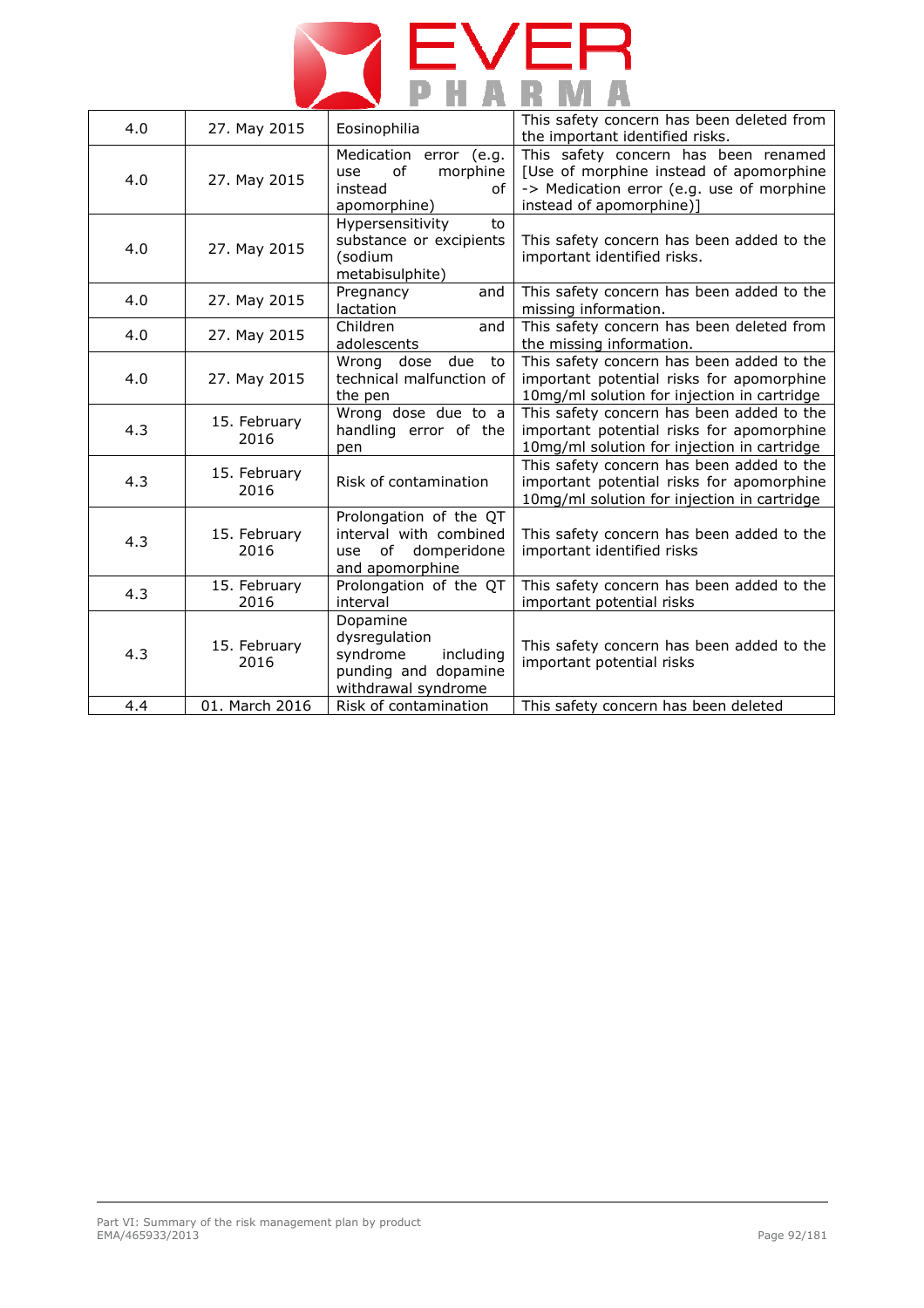| | | | |
|---|---|---|---|
| 4.0 | 27. May 2015 | Eosinophilia | This safety concern has been deleted from the important identified risks. |
| 4.0 | 27. May 2015 | Medication error (e.g. use of morphine instead of apomorphine) | This safety concern has been renamed [Use of morphine instead of apomorphine -> Medication error (e.g. use of morphine instead of apomorphine)] |
| 4.0 | 27. May 2015 | Hypersensitivity to substance or excipients (sodium metabisulphite) | This safety concern has been added to the important identified risks. |
| 4.0 | 27. May 2015 | Pregnancy and lactation | This safety concern has been added to the missing information. |
| 4.0 | 27. May 2015 | Children and adolescents | This safety concern has been deleted from the missing information. |
| 4.0 | 27. May 2015 | Wrong dose due to technical malfunction of the pen | This safety concern has been added to the important potential risks for apomorphine 10mg/ml solution for injection in cartridge |
| 4.3 | 15. February 2016 | Wrong dose due to a handling error of the pen | This safety concern has been added to the important potential risks for apomorphine 10mg/ml solution for injection in cartridge |
| 4.3 | 15. February 2016 | Risk of contamination | This safety concern has been added to the important potential risks for apomorphine 10mg/ml solution for injection in cartridge |
| 4.3 | 15. February 2016 | Prolongation of the QT interval with combined use of domperidone and apomorphine | This safety concern has been added to the important identified risks |
| 4.3 | 15. February 2016 | Prolongation of the QT interval | This safety concern has been added to the important potential risks |
| 4.3 | 15. February 2016 | Dopamine dysregulation syndrome including punding and dopamine withdrawal syndrome | This safety concern has been added to the important potential risks |
| 4.4 | 01. March 2016 | Risk of contamination | This safety concern has been deleted |